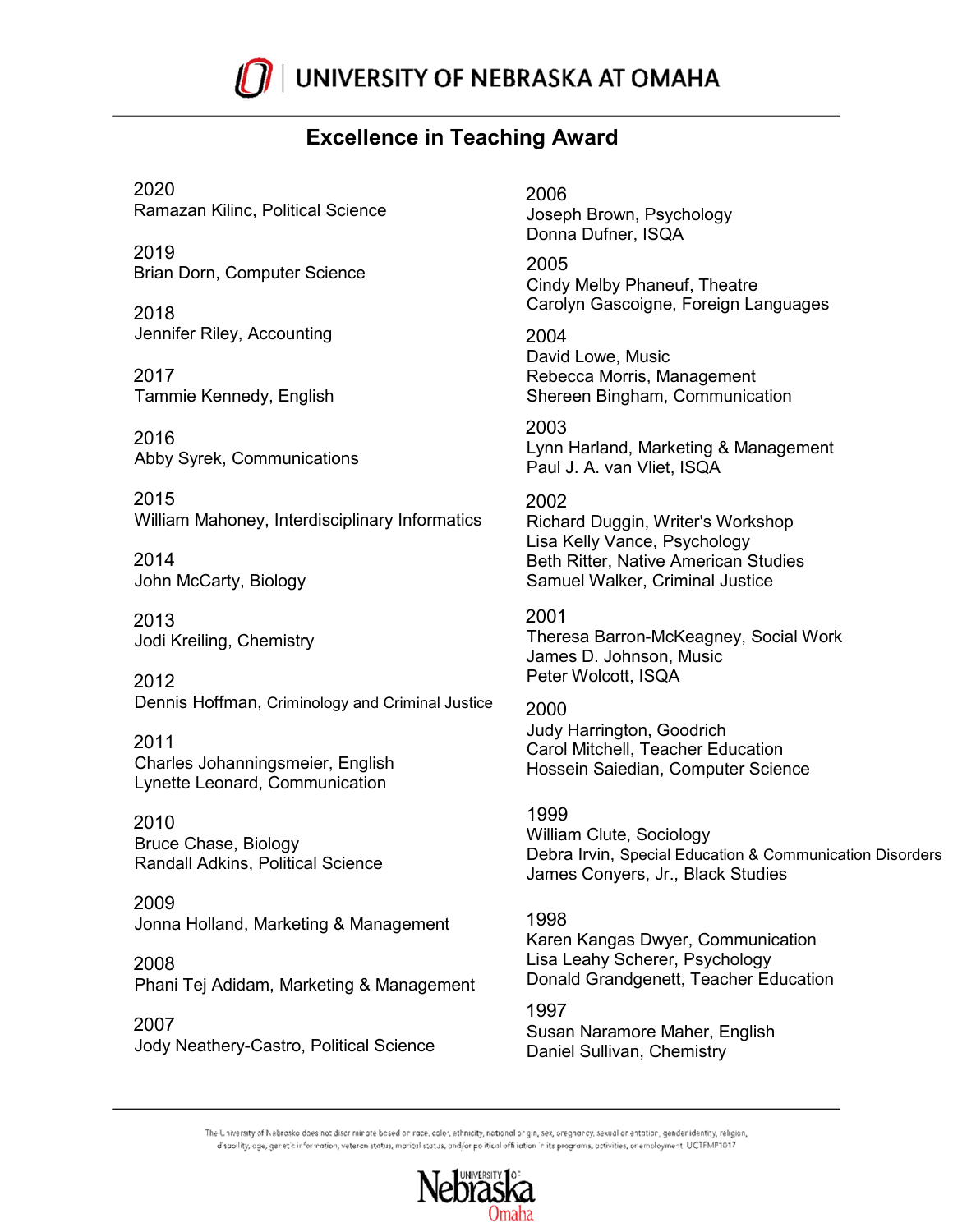# UNIVERSITY OF NEBRASKA AT OMAHA

## Excellence in Teaching Award

2020
Ramazan Kilinc, Political Science

2019
Brian Dorn, Computer Science

2018
Jennifer Riley, Accounting

2017
Tammie Kennedy, English

2016
Abby Syrek, Communications

2015
William Mahoney, Interdisciplinary Informatics

2014
John McCarty, Biology

2013
Jodi Kreiling, Chemistry

2012
Dennis Hoffman, Criminology and Criminal Justice

2011
Charles Johanningsmeier, English
Lynette Leonard, Communication

2010
Bruce Chase, Biology
Randall Adkins, Political Science

2009
Jonna Holland, Marketing & Management

2008
Phani Tej Adidam, Marketing & Management

2007
Jody Neathery-Castro, Political Science

2006
Joseph Brown, Psychology
Donna Dufner, ISQA

2005
Cindy Melby Phaneuf, Theatre
Carolyn Gascoigne, Foreign Languages

2004
David Lowe, Music
Rebecca Morris, Management
Shereen Bingham, Communication

2003
Lynn Harland, Marketing & Management
Paul J. A. van Vliet, ISQA

2002
Richard Duggin, Writer's Workshop
Lisa Kelly Vance, Psychology
Beth Ritter, Native American Studies
Samuel Walker, Criminal Justice

2001
Theresa Barron-McKeagney, Social Work
James D. Johnson, Music
Peter Wolcott, ISQA

2000
Judy Harrington, Goodrich
Carol Mitchell, Teacher Education
Hossein Saiedian, Computer Science

1999
William Clute, Sociology
Debra Irvin, Special Education & Communication Disorders
James Conyers, Jr., Black Studies

1998
Karen Kangas Dwyer, Communication
Lisa Leahy Scherer, Psychology
Donald Grandgenett, Teacher Education

1997
Susan Naramore Maher, English
Daniel Sullivan, Chemistry

The University of Nebraska does not discriminate based on race, color, ethnicity, national origin, sex, pregnancy, sexual orientation, gender identity, religion, disability, age, genetic information, veteran status, marital status, and/or political affiliation in its programs, activities, or employment. UCTEMP1017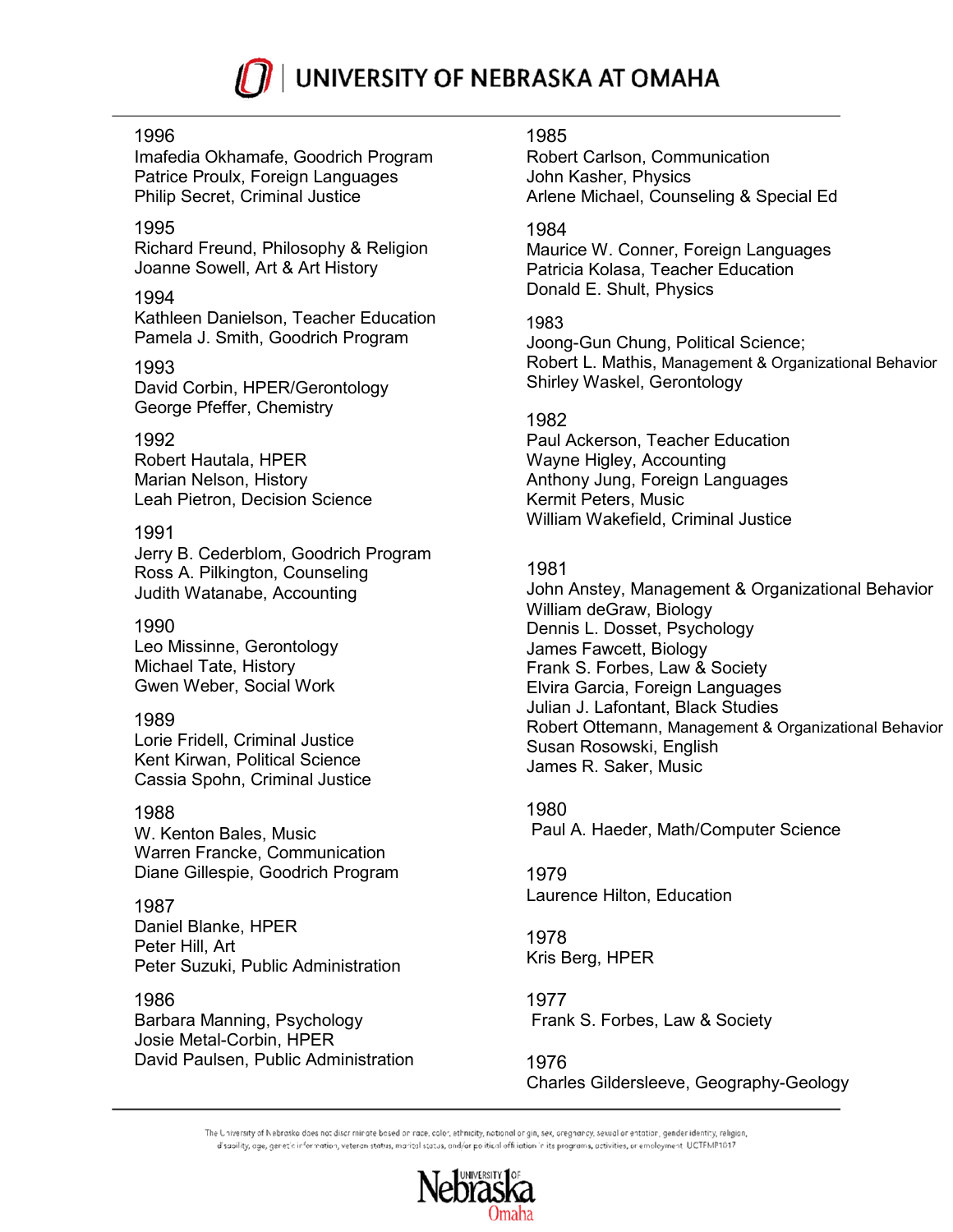1996
Imafedia Okhamafe, Goodrich Program
Patrice Proulx, Foreign Languages
Philip Secret, Criminal Justice

1995
Richard Freund, Philosophy & Religion
Joanne Sowell, Art & Art History

1994
Kathleen Danielson, Teacher Education
Pamela J. Smith, Goodrich Program

1993
David Corbin, HPER/Gerontology
George Pfeffer, Chemistry

1992
Robert Hautala, HPER
Marian Nelson, History
Leah Pietron, Decision Science

1991
Jerry B. Cederblom, Goodrich Program
Ross A. Pilkington, Counseling
Judith Watanabe, Accounting

1990
Leo Missinne, Gerontology
Michael Tate, History
Gwen Weber, Social Work

1989
Lorie Fridell, Criminal Justice
Kent Kirwan, Political Science
Cassia Spohn, Criminal Justice

1988
W. Kenton Bales, Music
Warren Francke, Communication
Diane Gillespie, Goodrich Program

1987
Daniel Blanke, HPER
Peter Hill, Art
Peter Suzuki, Public Administration

1986
Barbara Manning, Psychology
Josie Metal-Corbin, HPER
David Paulsen, Public Administration

1985
Robert Carlson, Communication
John Kasher, Physics
Arlene Michael, Counseling & Special Ed

1984
Maurice W. Conner, Foreign Languages
Patricia Kolasa, Teacher Education
Donald E. Shult, Physics

1983
Joong-Gun Chung, Political Science;
Robert L. Mathis, Management & Organizational Behavior
Shirley Waskel, Gerontology

1982
Paul Ackerson, Teacher Education
Wayne Higley, Accounting
Anthony Jung, Foreign Languages
Kermit Peters, Music
William Wakefield, Criminal Justice

1981
John Anstey, Management & Organizational Behavior
William deGraw, Biology
Dennis L. Dosset, Psychology
James Fawcett, Biology
Frank S. Forbes, Law & Society
Elvira Garcia, Foreign Languages
Julian J. Lafontant, Black Studies
Robert Ottemann, Management & Organizational Behavior
Susan Rosowski, English
James R. Saker, Music

1980
Paul A. Haeder, Math/Computer Science

1979
Laurence Hilton, Education

1978
Kris Berg, HPER

1977
Frank S. Forbes, Law & Society

1976
Charles Gildersleeve, Geography-Geology

The University of Nebraska does not discriminate based on race, color, ethnicity, national origin, sex, pregnancy, sexual orientation, gender identity, religion, disability, age, genetic information, veteran status, marital status, and/or political affiliation in its programs, activities, or employment. UCTFMP1017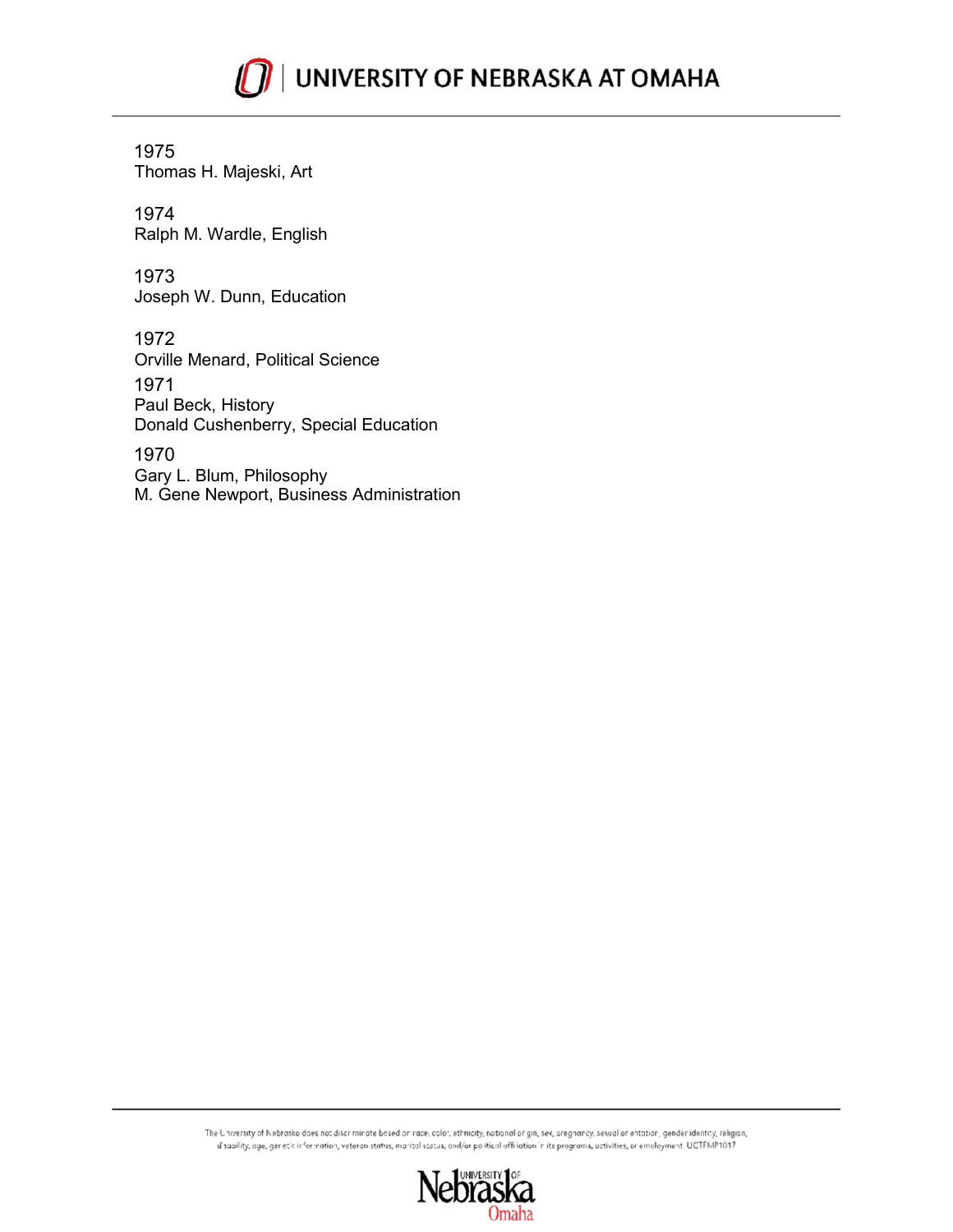1975
Thomas H. Majeski, Art

1974
Ralph M. Wardle, English

1973
Joseph W. Dunn, Education

1972
Orville Menard, Political Science

1971
Paul Beck, History
Donald Cushenberry, Special Education

1970
Gary L. Blum, Philosophy
M. Gene Newport, Business Administration